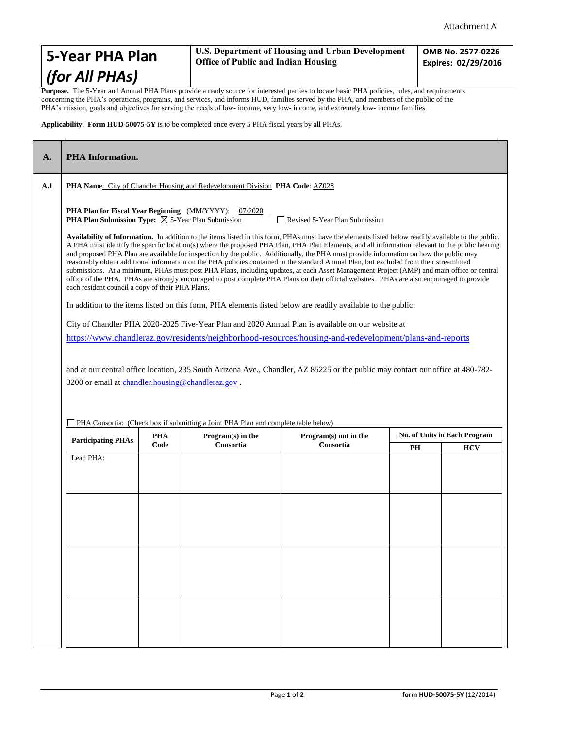Attachment A

# 5-Year PHA Plan *(for All PHAs)*

**U.S. Department of Housing and Urban Development**
**Office of Public and Indian Housing**

**OMB No. 2577-0226**
**Expires: 02/29/2016**

**Purpose.** The 5-Year and Annual PHA Plans provide a ready source for interested parties to locate basic PHA policies, rules, and requirements concerning the PHA's operations, programs, and services, and informs HUD, families served by the PHA, and members of the public of the PHA's mission, goals and objectives for serving the needs of low- income, very low- income, and extremely low- income families

**Applicability. Form HUD-50075-5Y** is to be completed once every 5 PHA fiscal years by all PHAs.

## A. PHA Information.

**A.1**

**PHA Name**: City of Chandler Housing and Redevelopment Division **PHA Code**: AZ028

**PHA Plan for Fiscal Year Beginning**: (MM/YYYY): 07/2020

**PHA Plan Submission Type:** ☒ 5-Year Plan Submission ☐ Revised 5-Year Plan Submission

**Availability of Information.** In addition to the items listed in this form, PHAs must have the elements listed below readily available to the public. A PHA must identify the specific location(s) where the proposed PHA Plan, PHA Plan Elements, and all information relevant to the public hearing and proposed PHA Plan are available for inspection by the public. Additionally, the PHA must provide information on how the public may reasonably obtain additional information on the PHA policies contained in the standard Annual Plan, but excluded from their streamlined submissions. At a minimum, PHAs must post PHA Plans, including updates, at each Asset Management Project (AMP) and main office or central office of the PHA. PHAs are strongly encouraged to post complete PHA Plans on their official websites. PHAs are also encouraged to provide each resident council a copy of their PHA Plans.

In addition to the items listed on this form, PHA elements listed below are readily available to the public:

City of Chandler PHA 2020-2025 Five-Year Plan and 2020 Annual Plan is available on our website at

https://www.chandleraz.gov/residents/neighborhood-resources/housing-and-redevelopment/plans-and-reports

and at our central office location, 235 South Arizona Ave., Chandler, AZ 85225 or the public may contact our office at 480-782-3200 or email at chandler.housing@chandleraz.gov .

☐ PHA Consortia: (Check box if submitting a Joint PHA Plan and complete table below)

| Participating PHAs | PHA Code | Program(s) in the Consortia | Program(s) not in the Consortia | No. of Units in Each Program | |
|---|---|---|---|---|---|
| | | | | PH | HCV |
| Lead PHA: | | | | | |
| | | | | | |
| | | | | | |
| | | | | | |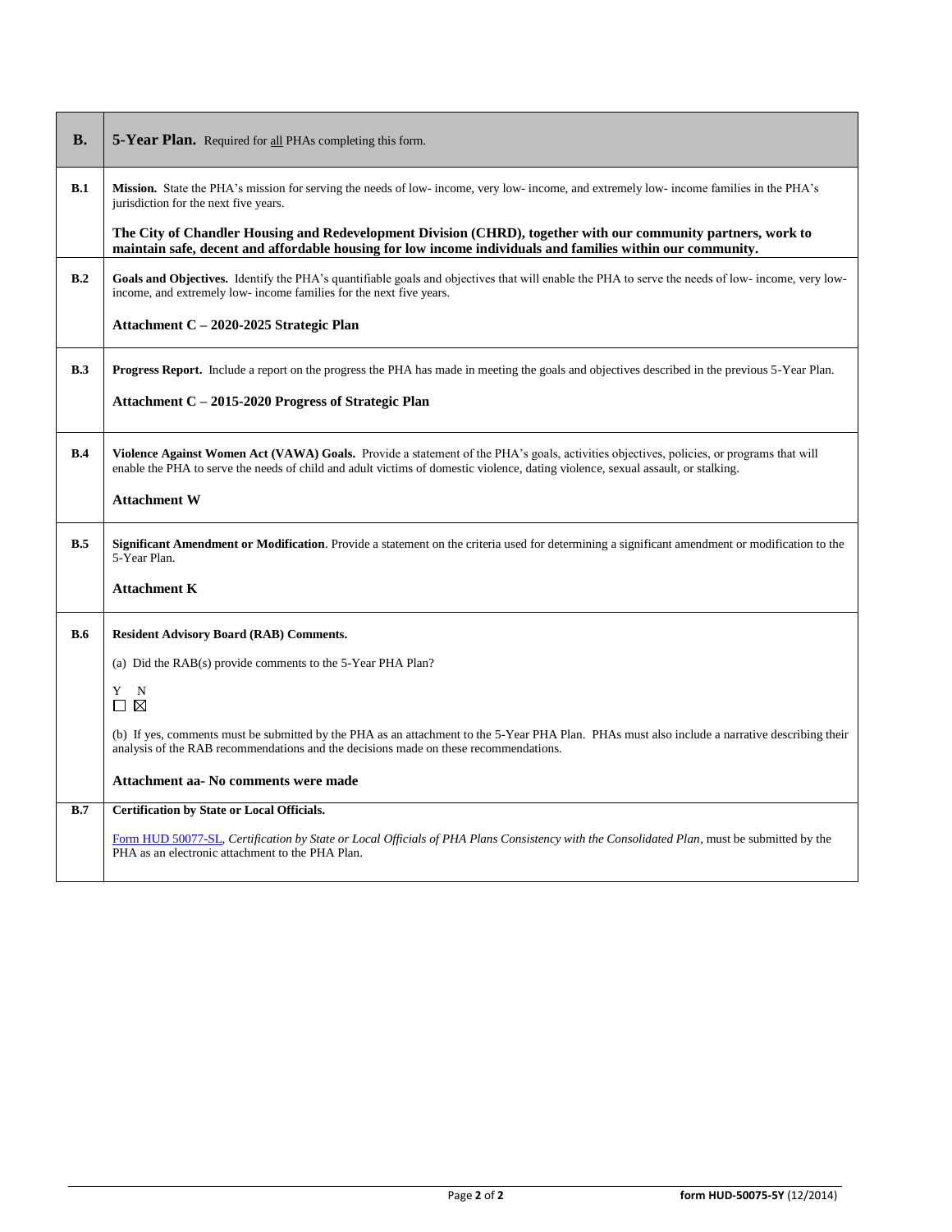| B. | **5-Year Plan.** Required for all PHAs completing this form. |
|---|---|
| **B.1** | **Mission.** State the PHA's mission for serving the needs of low- income, very low- income, and extremely low- income families in the PHA's jurisdiction for the next five years.<br><br>**The City of Chandler Housing and Redevelopment Division (CHRD), together with our community partners, work to maintain safe, decent and affordable housing for low income individuals and families within our community.** |
| **B.2** | **Goals and Objectives.** Identify the PHA's quantifiable goals and objectives that will enable the PHA to serve the needs of low- income, very low- income, and extremely low- income families for the next five years.<br><br>**Attachment C – 2020-2025 Strategic Plan** |
| **B.3** | **Progress Report.** Include a report on the progress the PHA has made in meeting the goals and objectives described in the previous 5-Year Plan.<br><br>**Attachment C – 2015-2020 Progress of Strategic Plan** |
| **B.4** | **Violence Against Women Act (VAWA) Goals.** Provide a statement of the PHA's goals, activities objectives, policies, or programs that will enable the PHA to serve the needs of child and adult victims of domestic violence, dating violence, sexual assault, or stalking.<br><br>**Attachment W** |
| **B.5** | **Significant Amendment or Modification**. Provide a statement on the criteria used for determining a significant amendment or modification to the 5-Year Plan.<br><br>**Attachment K** |
| **B.6** | **Resident Advisory Board (RAB) Comments.**<br><br>(a) Did the RAB(s) provide comments to the 5-Year PHA Plan?<br><br>Y N<br>☐ ☒<br><br>(b) If yes, comments must be submitted by the PHA as an attachment to the 5-Year PHA Plan. PHAs must also include a narrative describing their analysis of the RAB recommendations and the decisions made on these recommendations.<br><br>**Attachment aa- No comments were made** |
| **B.7** | **Certification by State or Local Officials.**<br><br>Form HUD 50077-SL, *Certification by State or Local Officials of PHA Plans Consistency with the Consolidated Plan*, must be submitted by the PHA as an electronic attachment to the PHA Plan. |

**form HUD-50075-5Y** (12/2014)